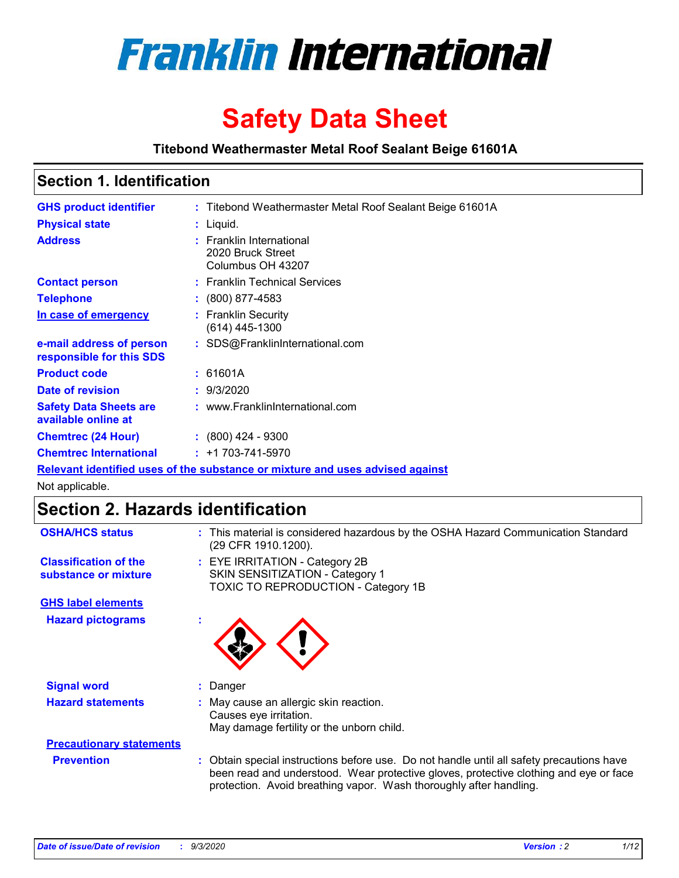# Franklin International

# Safety Data Sheet

**Titebond Weathermaster Metal Roof Sealant Beige 61601A**

## Section 1. Identification

| | |
|---|---|
| **GHS product identifier** | : Titebond Weathermaster Metal Roof Sealant Beige 61601A |
| **Physical state** | : Liquid. |
| **Address** | : Franklin International<br>2020 Bruck Street<br>Columbus OH 43207 |
| **Contact person** | : Franklin Technical Services |
| **Telephone** | : (800) 877-4583 |
| **In case of emergency** | : Franklin Security<br>(614) 445-1300 |
| **e-mail address of person responsible for this SDS** | : SDS@FranklinInternational.com |
| **Product code** | : 61601A |
| **Date of revision** | : 9/3/2020 |
| **Safety Data Sheets are available online at** | : www.FranklinInternational.com |
| **Chemtrec (24 Hour)** | : (800) 424 - 9300 |
| **Chemtrec International** | : +1 703-741-5970 |

**Relevant identified uses of the substance or mixture and uses advised against**

Not applicable.

## Section 2. Hazards identification

| | |
|---|---|
| **OSHA/HCS status** | : This material is considered hazardous by the OSHA Hazard Communication Standard (29 CFR 1910.1200). |
| **Classification of the substance or mixture** | : EYE IRRITATION - Category 2B<br>SKIN SENSITIZATION - Category 1<br>TOXIC TO REPRODUCTION - Category 1B |

**GHS label elements**

| | |
|---|---|
| **Hazard pictograms** | : |
| **Signal word** | : Danger |
| **Hazard statements** | : May cause an allergic skin reaction.<br>Causes eye irritation.<br>May damage fertility or the unborn child. |

**Precautionary statements**

| | |
|---|---|
| **Prevention** | : Obtain special instructions before use. Do not handle until all safety precautions have been read and understood. Wear protective gloves, protective clothing and eye or face protection. Avoid breathing vapor. Wash thoroughly after handling. |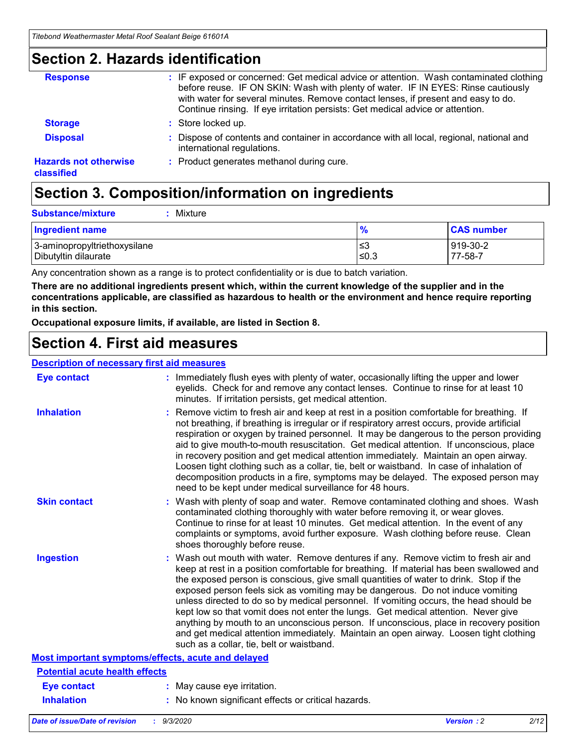## Section 2. Hazards identification

**Response** : IF exposed or concerned: Get medical advice or attention. Wash contaminated clothing before reuse. IF ON SKIN: Wash with plenty of water. IF IN EYES: Rinse cautiously with water for several minutes. Remove contact lenses, if present and easy to do. Continue rinsing. If eye irritation persists: Get medical advice or attention.

**Storage** : Store locked up.

**Disposal** : Dispose of contents and container in accordance with all local, regional, national and international regulations.

**Hazards not otherwise classified** : Product generates methanol during cure.

## Section 3. Composition/information on ingredients

**Substance/mixture** : Mixture

| Ingredient name | % | CAS number |
|---|---|---|
| 3-aminopropyltriethoxysilane | ≤3 | 919-30-2 |
| Dibutyltin dilaurate | ≤0.3 | 77-58-7 |

Any concentration shown as a range is to protect confidentiality or is due to batch variation.

**There are no additional ingredients present which, within the current knowledge of the supplier and in the concentrations applicable, are classified as hazardous to health or the environment and hence require reporting in this section.**

**Occupational exposure limits, if available, are listed in Section 8.**

## Section 4. First aid measures

### Description of necessary first aid measures

**Eye contact** : Immediately flush eyes with plenty of water, occasionally lifting the upper and lower eyelids. Check for and remove any contact lenses. Continue to rinse for at least 10 minutes. If irritation persists, get medical attention.

**Inhalation** : Remove victim to fresh air and keep at rest in a position comfortable for breathing. If not breathing, if breathing is irregular or if respiratory arrest occurs, provide artificial respiration or oxygen by trained personnel. It may be dangerous to the person providing aid to give mouth-to-mouth resuscitation. Get medical attention. If unconscious, place in recovery position and get medical attention immediately. Maintain an open airway. Loosen tight clothing such as a collar, tie, belt or waistband. In case of inhalation of decomposition products in a fire, symptoms may be delayed. The exposed person may need to be kept under medical surveillance for 48 hours.

**Skin contact** : Wash with plenty of soap and water. Remove contaminated clothing and shoes. Wash contaminated clothing thoroughly with water before removing it, or wear gloves. Continue to rinse for at least 10 minutes. Get medical attention. In the event of any complaints or symptoms, avoid further exposure. Wash clothing before reuse. Clean shoes thoroughly before reuse.

**Ingestion** : Wash out mouth with water. Remove dentures if any. Remove victim to fresh air and keep at rest in a position comfortable for breathing. If material has been swallowed and the exposed person is conscious, give small quantities of water to drink. Stop if the exposed person feels sick as vomiting may be dangerous. Do not induce vomiting unless directed to do so by medical personnel. If vomiting occurs, the head should be kept low so that vomit does not enter the lungs. Get medical attention. Never give anything by mouth to an unconscious person. If unconscious, place in recovery position and get medical attention immediately. Maintain an open airway. Loosen tight clothing such as a collar, tie, belt or waistband.

### Most important symptoms/effects, acute and delayed

#### Potential acute health effects

**Eye contact** : May cause eye irritation.

**Inhalation** : No known significant effects or critical hazards.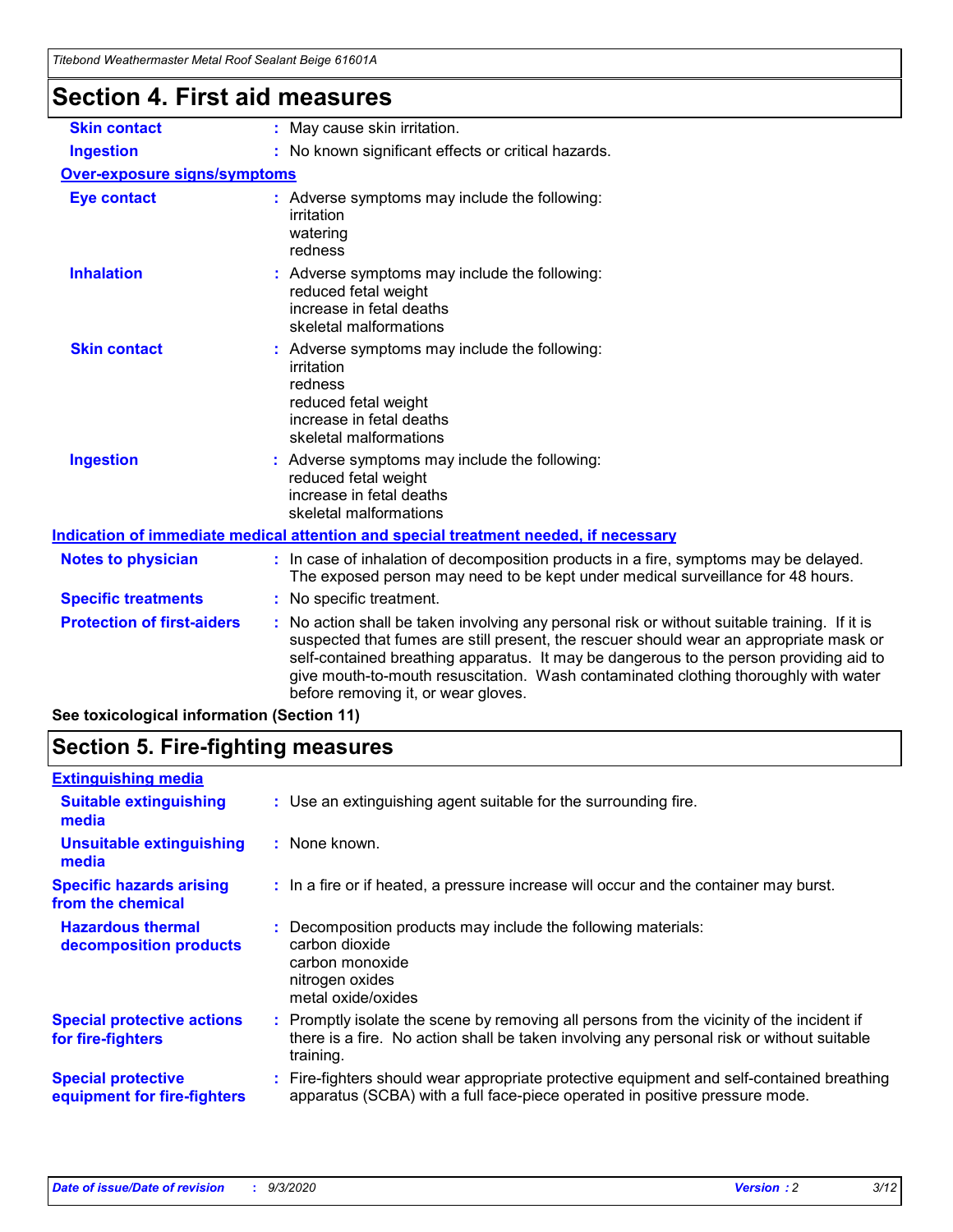## Section 4. First aid measures

| | |
|---|---|
| **Skin contact** | : May cause skin irritation. |
| **Ingestion** | : No known significant effects or critical hazards. |

**Over-exposure signs/symptoms**

| | |
|---|---|
| **Eye contact** | : Adverse symptoms may include the following:<br>irritation<br>watering<br>redness |
| **Inhalation** | : Adverse symptoms may include the following:<br>reduced fetal weight<br>increase in fetal deaths<br>skeletal malformations |
| **Skin contact** | : Adverse symptoms may include the following:<br>irritation<br>redness<br>reduced fetal weight<br>increase in fetal deaths<br>skeletal malformations |
| **Ingestion** | : Adverse symptoms may include the following:<br>reduced fetal weight<br>increase in fetal deaths<br>skeletal malformations |

**Indication of immediate medical attention and special treatment needed, if necessary**

| | |
|---|---|
| **Notes to physician** | : In case of inhalation of decomposition products in a fire, symptoms may be delayed. The exposed person may need to be kept under medical surveillance for 48 hours. |
| **Specific treatments** | : No specific treatment. |
| **Protection of first-aiders** | : No action shall be taken involving any personal risk or without suitable training. If it is suspected that fumes are still present, the rescuer should wear an appropriate mask or self-contained breathing apparatus. It may be dangerous to the person providing aid to give mouth-to-mouth resuscitation. Wash contaminated clothing thoroughly with water before removing it, or wear gloves. |

**See toxicological information (Section 11)**

## Section 5. Fire-fighting measures

**Extinguishing media**

| | |
|---|---|
| **Suitable extinguishing media** | : Use an extinguishing agent suitable for the surrounding fire. |
| **Unsuitable extinguishing media** | : None known. |
| **Specific hazards arising from the chemical** | : In a fire or if heated, a pressure increase will occur and the container may burst. |
| **Hazardous thermal decomposition products** | : Decomposition products may include the following materials:<br>carbon dioxide<br>carbon monoxide<br>nitrogen oxides<br>metal oxide/oxides |
| **Special protective actions for fire-fighters** | : Promptly isolate the scene by removing all persons from the vicinity of the incident if there is a fire. No action shall be taken involving any personal risk or without suitable training. |
| **Special protective equipment for fire-fighters** | : Fire-fighters should wear appropriate protective equipment and self-contained breathing apparatus (SCBA) with a full face-piece operated in positive pressure mode. |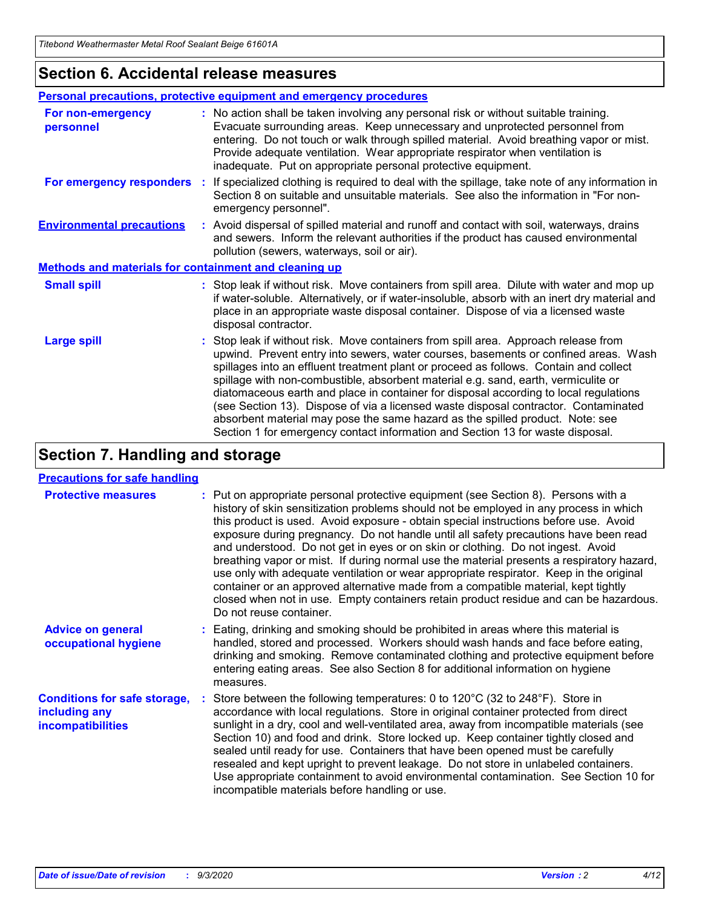## Section 6. Accidental release measures

### Personal precautions, protective equipment and emergency procedures

**For non-emergency personnel** : No action shall be taken involving any personal risk or without suitable training. Evacuate surrounding areas. Keep unnecessary and unprotected personnel from entering. Do not touch or walk through spilled material. Avoid breathing vapor or mist. Provide adequate ventilation. Wear appropriate respirator when ventilation is inadequate. Put on appropriate personal protective equipment.

**For emergency responders** : If specialized clothing is required to deal with the spillage, take note of any information in Section 8 on suitable and unsuitable materials. See also the information in "For non-emergency personnel".

**Environmental precautions** : Avoid dispersal of spilled material and runoff and contact with soil, waterways, drains and sewers. Inform the relevant authorities if the product has caused environmental pollution (sewers, waterways, soil or air).

### Methods and materials for containment and cleaning up

**Small spill** : Stop leak if without risk. Move containers from spill area. Dilute with water and mop up if water-soluble. Alternatively, or if water-insoluble, absorb with an inert dry material and place in an appropriate waste disposal container. Dispose of via a licensed waste disposal contractor.

**Large spill** : Stop leak if without risk. Move containers from spill area. Approach release from upwind. Prevent entry into sewers, water courses, basements or confined areas. Wash spillages into an effluent treatment plant or proceed as follows. Contain and collect spillage with non-combustible, absorbent material e.g. sand, earth, vermiculite or diatomaceous earth and place in container for disposal according to local regulations (see Section 13). Dispose of via a licensed waste disposal contractor. Contaminated absorbent material may pose the same hazard as the spilled product. Note: see Section 1 for emergency contact information and Section 13 for waste disposal.

## Section 7. Handling and storage

### Precautions for safe handling

**Protective measures** : Put on appropriate personal protective equipment (see Section 8). Persons with a history of skin sensitization problems should not be employed in any process in which this product is used. Avoid exposure - obtain special instructions before use. Avoid exposure during pregnancy. Do not handle until all safety precautions have been read and understood. Do not get in eyes or on skin or clothing. Do not ingest. Avoid breathing vapor or mist. If during normal use the material presents a respiratory hazard, use only with adequate ventilation or wear appropriate respirator. Keep in the original container or an approved alternative made from a compatible material, kept tightly closed when not in use. Empty containers retain product residue and can be hazardous. Do not reuse container.

**Advice on general occupational hygiene** : Eating, drinking and smoking should be prohibited in areas where this material is handled, stored and processed. Workers should wash hands and face before eating, drinking and smoking. Remove contaminated clothing and protective equipment before entering eating areas. See also Section 8 for additional information on hygiene measures.

**Conditions for safe storage, including any incompatibilities** : Store between the following temperatures: 0 to 120°C (32 to 248°F). Store in accordance with local regulations. Store in original container protected from direct sunlight in a dry, cool and well-ventilated area, away from incompatible materials (see Section 10) and food and drink. Store locked up. Keep container tightly closed and sealed until ready for use. Containers that have been opened must be carefully resealed and kept upright to prevent leakage. Do not store in unlabeled containers. Use appropriate containment to avoid environmental contamination. See Section 10 for incompatible materials before handling or use.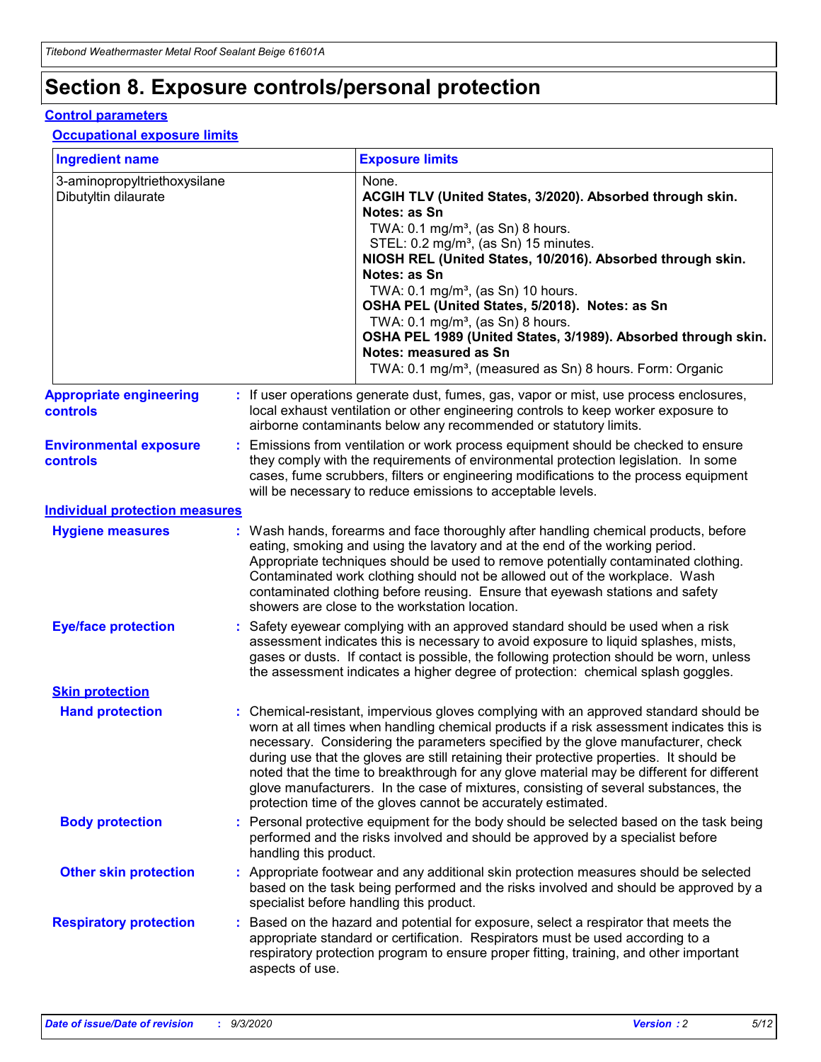# Section 8. Exposure controls/personal protection

## Control parameters

### Occupational exposure limits

| Ingredient name | Exposure limits |
|---|---|
| 3-aminopropyltriethoxysilane<br>Dibutyltin dilaurate | None.<br>**ACGIH TLV (United States, 3/2020). Absorbed through skin. Notes: as Sn**<br>TWA: 0.1 mg/m³, (as Sn) 8 hours.<br>STEL: 0.2 mg/m³, (as Sn) 15 minutes.<br>**NIOSH REL (United States, 10/2016). Absorbed through skin. Notes: as Sn**<br>TWA: 0.1 mg/m³, (as Sn) 10 hours.<br>**OSHA PEL (United States, 5/2018). Notes: as Sn**<br>TWA: 0.1 mg/m³, (as Sn) 8 hours.<br>**OSHA PEL 1989 (United States, 3/1989). Absorbed through skin. Notes: measured as Sn**<br>TWA: 0.1 mg/m³, (measured as Sn) 8 hours. Form: Organic |

**Appropriate engineering controls** : If user operations generate dust, fumes, gas, vapor or mist, use process enclosures, local exhaust ventilation or other engineering controls to keep worker exposure to airborne contaminants below any recommended or statutory limits.

**Environmental exposure controls** : Emissions from ventilation or work process equipment should be checked to ensure they comply with the requirements of environmental protection legislation. In some cases, fume scrubbers, filters or engineering modifications to the process equipment will be necessary to reduce emissions to acceptable levels.

## Individual protection measures

**Hygiene measures** : Wash hands, forearms and face thoroughly after handling chemical products, before eating, smoking and using the lavatory and at the end of the working period. Appropriate techniques should be used to remove potentially contaminated clothing. Contaminated work clothing should not be allowed out of the workplace. Wash contaminated clothing before reusing. Ensure that eyewash stations and safety showers are close to the workstation location.

**Eye/face protection** : Safety eyewear complying with an approved standard should be used when a risk assessment indicates this is necessary to avoid exposure to liquid splashes, mists, gases or dusts. If contact is possible, the following protection should be worn, unless the assessment indicates a higher degree of protection: chemical splash goggles.

### Skin protection

**Hand protection** : Chemical-resistant, impervious gloves complying with an approved standard should be worn at all times when handling chemical products if a risk assessment indicates this is necessary. Considering the parameters specified by the glove manufacturer, check during use that the gloves are still retaining their protective properties. It should be noted that the time to breakthrough for any glove material may be different for different glove manufacturers. In the case of mixtures, consisting of several substances, the protection time of the gloves cannot be accurately estimated.

**Body protection** : Personal protective equipment for the body should be selected based on the task being performed and the risks involved and should be approved by a specialist before handling this product.

**Other skin protection** : Appropriate footwear and any additional skin protection measures should be selected based on the task being performed and the risks involved and should be approved by a specialist before handling this product.

**Respiratory protection** : Based on the hazard and potential for exposure, select a respirator that meets the appropriate standard or certification. Respirators must be used according to a respiratory protection program to ensure proper fitting, training, and other important aspects of use.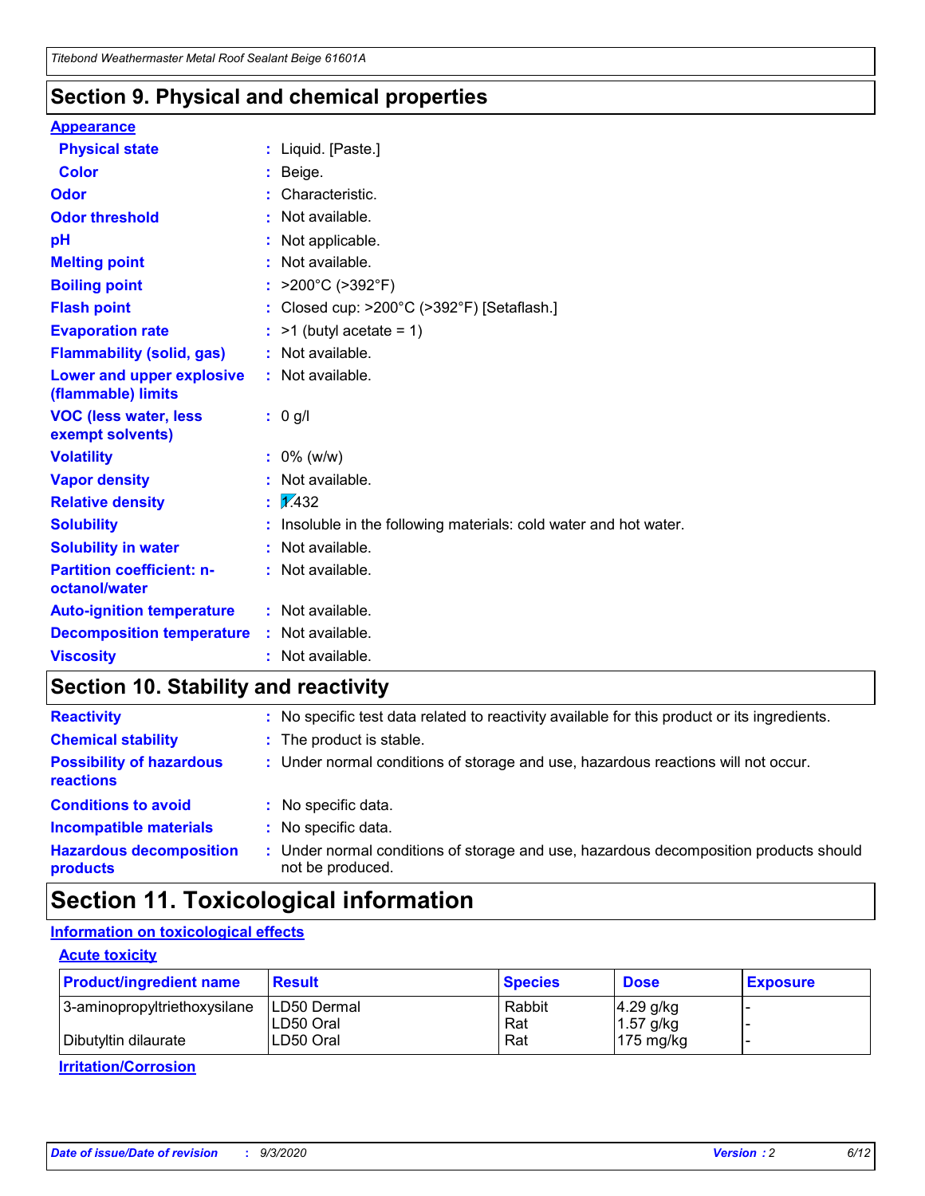## Section 9. Physical and chemical properties

**Appearance**

| | |
|---|---|
| **Physical state** | : Liquid. [Paste.] |
| **Color** | : Beige. |
| **Odor** | : Characteristic. |
| **Odor threshold** | : Not available. |
| **pH** | : Not applicable. |
| **Melting point** | : Not available. |
| **Boiling point** | : >200°C (>392°F) |
| **Flash point** | : Closed cup: >200°C (>392°F) [Setaflash.] |
| **Evaporation rate** | : >1 (butyl acetate = 1) |
| **Flammability (solid, gas)** | : Not available. |
| **Lower and upper explosive (flammable) limits** | : Not available. |
| **VOC (less water, less exempt solvents)** | : 0 g/l |
| **Volatility** | : 0% (w/w) |
| **Vapor density** | : Not available. |
| **Relative density** | : 1.432 |
| **Solubility** | : Insoluble in the following materials: cold water and hot water. |
| **Solubility in water** | : Not available. |
| **Partition coefficient: n-octanol/water** | : Not available. |
| **Auto-ignition temperature** | : Not available. |
| **Decomposition temperature** | : Not available. |
| **Viscosity** | : Not available. |

## Section 10. Stability and reactivity

| | |
|---|---|
| **Reactivity** | : No specific test data related to reactivity available for this product or its ingredients. |
| **Chemical stability** | : The product is stable. |
| **Possibility of hazardous reactions** | : Under normal conditions of storage and use, hazardous reactions will not occur. |
| **Conditions to avoid** | : No specific data. |
| **Incompatible materials** | : No specific data. |
| **Hazardous decomposition products** | : Under normal conditions of storage and use, hazardous decomposition products should not be produced. |

## Section 11. Toxicological information

**Information on toxicological effects**

**Acute toxicity**

| Product/ingredient name | Result | Species | Dose | Exposure |
|---|---|---|---|---|
| 3-aminopropyltriethoxysilane | LD50 Dermal | Rabbit | 4.29 g/kg | - |
| | LD50 Oral | Rat | 1.57 g/kg | - |
| Dibutyltin dilaurate | LD50 Oral | Rat | 175 mg/kg | - |

**Irritation/Corrosion**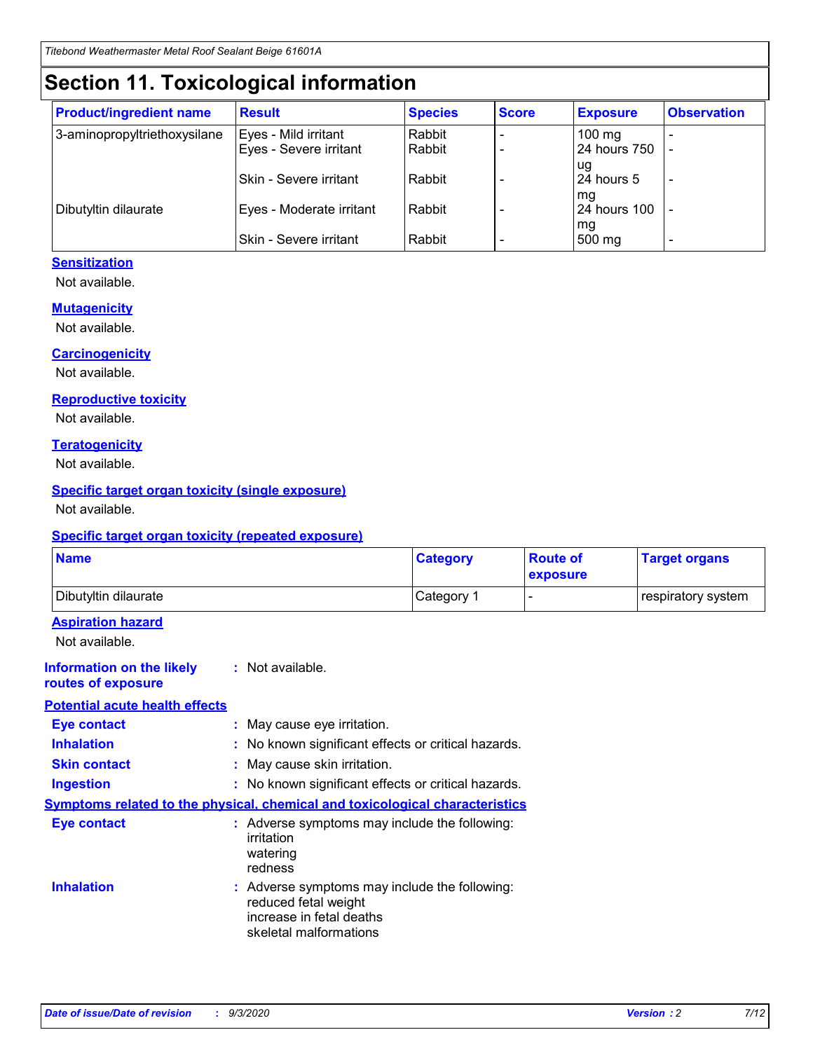# Section 11. Toxicological information

| Product/ingredient name | Result | Species | Score | Exposure | Observation |
|---|---|---|---|---|---|
| 3-aminopropyltriethoxysilane | Eyes - Mild irritant | Rabbit | - | 100 mg | - |
| | Eyes - Severe irritant | Rabbit | - | 24 hours 750 ug | - |
| | Skin - Severe irritant | Rabbit | - | 24 hours 5 mg | - |
| Dibutyltin dilaurate | Eyes - Moderate irritant | Rabbit | - | 24 hours 100 mg | - |
| | Skin - Severe irritant | Rabbit | - | 500 mg | - |

### Sensitization

Not available.

### Mutagenicity

Not available.

### Carcinogenicity

Not available.

### Reproductive toxicity

Not available.

### Teratogenicity

Not available.

### Specific target organ toxicity (single exposure)

Not available.

### Specific target organ toxicity (repeated exposure)

| Name | Category | Route of exposure | Target organs |
|---|---|---|---|
| Dibutyltin dilaurate | Category 1 | - | respiratory system |

### Aspiration hazard

Not available.

**Information on the likely routes of exposure** : Not available.

### Potential acute health effects

**Eye contact** : May cause eye irritation.

**Inhalation** : No known significant effects or critical hazards.

**Skin contact** : May cause skin irritation.

**Ingestion** : No known significant effects or critical hazards.

### Symptoms related to the physical, chemical and toxicological characteristics

**Eye contact** : Adverse symptoms may include the following:
irritation
watering
redness

**Inhalation** : Adverse symptoms may include the following:
reduced fetal weight
increase in fetal deaths
skeletal malformations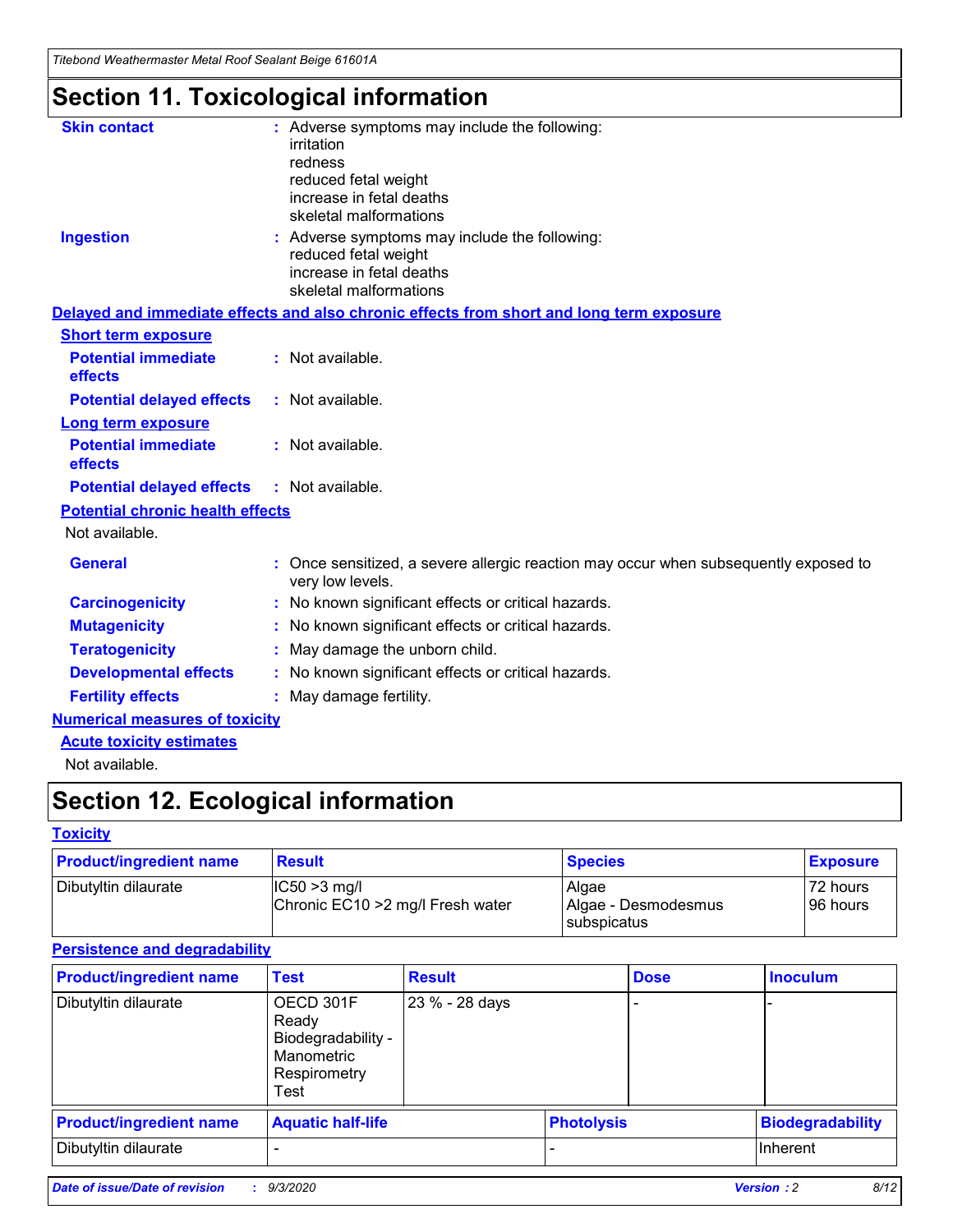# Section 11. Toxicological information

**Skin contact** : Adverse symptoms may include the following:
irritation
redness
reduced fetal weight
increase in fetal deaths
skeletal malformations

**Ingestion** : Adverse symptoms may include the following:
reduced fetal weight
increase in fetal deaths
skeletal malformations

**Delayed and immediate effects and also chronic effects from short and long term exposure**

**Short term exposure**

**Potential immediate effects** : Not available.

**Potential delayed effects** : Not available.

**Long term exposure**

**Potential immediate effects** : Not available.

**Potential delayed effects** : Not available.

**Potential chronic health effects**

Not available.

**General** : Once sensitized, a severe allergic reaction may occur when subsequently exposed to very low levels.

**Carcinogenicity** : No known significant effects or critical hazards.

**Mutagenicity** : No known significant effects or critical hazards.

**Teratogenicity** : May damage the unborn child.

**Developmental effects** : No known significant effects or critical hazards.

**Fertility effects** : May damage fertility.

**Numerical measures of toxicity**

**Acute toxicity estimates**

Not available.

# Section 12. Ecological information

**Toxicity**

| Product/ingredient name | Result | Species | Exposure |
|---|---|---|---|
| Dibutyltin dilaurate | IC50 >3 mg/l<br>Chronic EC10 >2 mg/l Fresh water | Algae<br>Algae - Desmodesmus subspicatus | 72 hours<br>96 hours |

**Persistence and degradability**

| Product/ingredient name | Test | Result | Dose | Inoculum |
|---|---|---|---|---|
| Dibutyltin dilaurate | OECD 301F Ready Biodegradability - Manometric Respirometry Test | 23 % - 28 days | - | - |

| Product/ingredient name | Aquatic half-life | Photolysis | Biodegradability |
|---|---|---|---|
| Dibutyltin dilaurate | - | - | Inherent |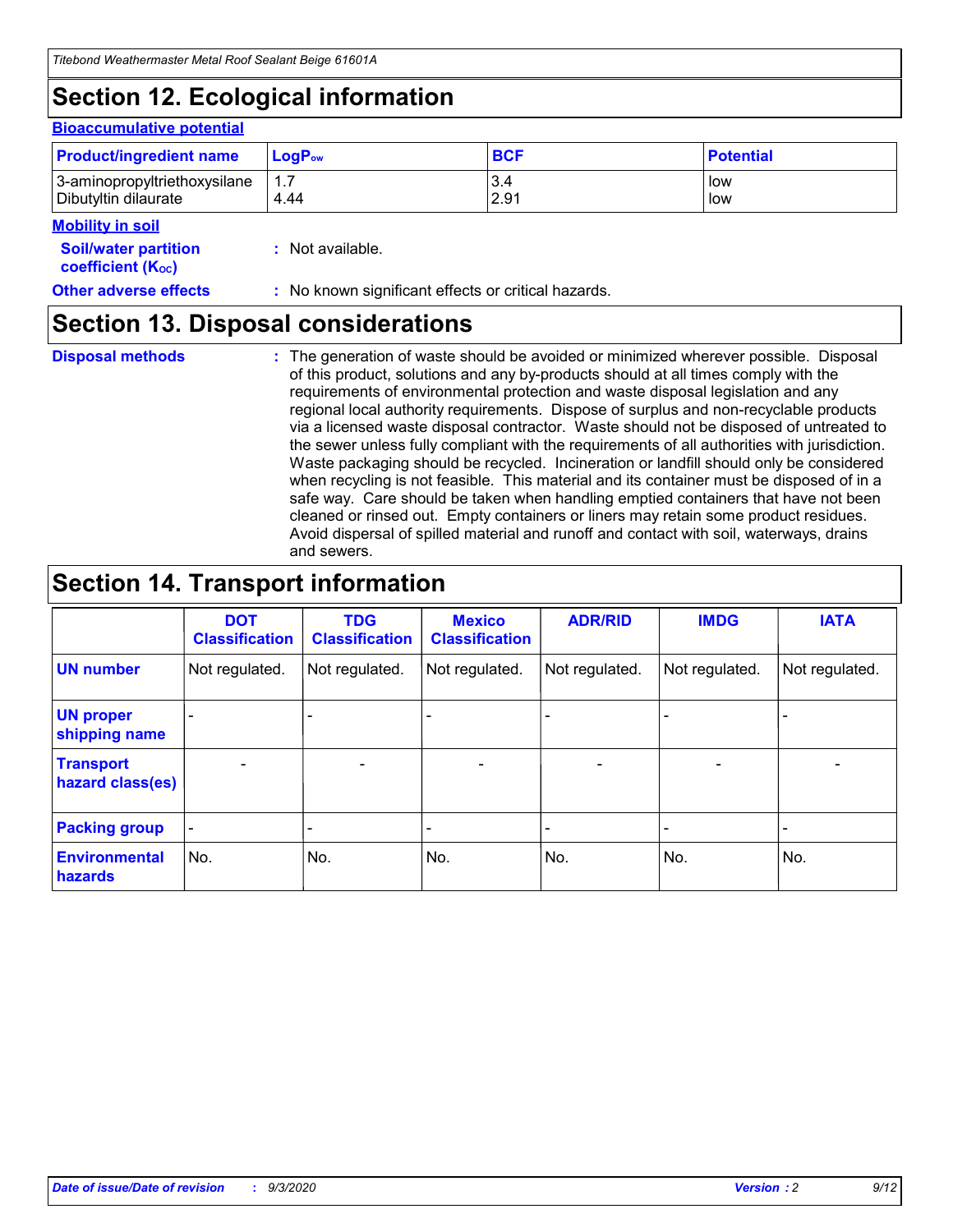# Section 12. Ecological information

**Bioaccumulative potential**

| Product/ingredient name | $LogP_{ow}$ | BCF | Potential |
|---|---|---|---|
| 3-aminopropyltriethoxysilane | 1.7 | 3.4 | low |
| Dibutyltin dilaurate | 4.44 | 2.91 | low |

**Mobility in soil**

**Soil/water partition coefficient ($K_{OC}$)** : Not available.

**Other adverse effects** : No known significant effects or critical hazards.

# Section 13. Disposal considerations

**Disposal methods** : The generation of waste should be avoided or minimized wherever possible. Disposal of this product, solutions and any by-products should at all times comply with the requirements of environmental protection and waste disposal legislation and any regional local authority requirements. Dispose of surplus and non-recyclable products via a licensed waste disposal contractor. Waste should not be disposed of untreated to the sewer unless fully compliant with the requirements of all authorities with jurisdiction. Waste packaging should be recycled. Incineration or landfill should only be considered when recycling is not feasible. This material and its container must be disposed of in a safe way. Care should be taken when handling emptied containers that have not been cleaned or rinsed out. Empty containers or liners may retain some product residues. Avoid dispersal of spilled material and runoff and contact with soil, waterways, drains and sewers.

# Section 14. Transport information

| | DOT Classification | TDG Classification | Mexico Classification | ADR/RID | IMDG | IATA |
|---|---|---|---|---|---|---|
| UN number | Not regulated. | Not regulated. | Not regulated. | Not regulated. | Not regulated. | Not regulated. |
| UN proper shipping name | - | - | - | - | - | - |
| Transport hazard class(es) | - | - | - | - | - | - |
| Packing group | - | - | - | - | - | - |
| Environmental hazards | No. | No. | No. | No. | No. | No. |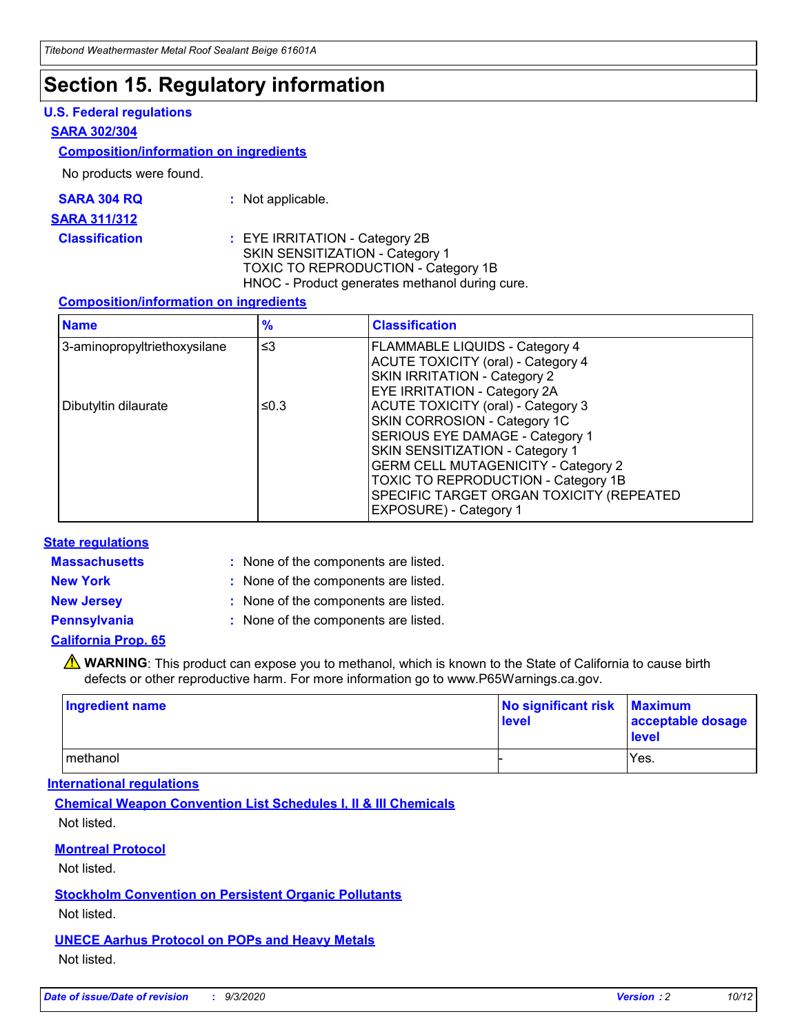# Section 15. Regulatory information

### U.S. Federal regulations

**SARA 302/304**

**Composition/information on ingredients**

No products were found.

**SARA 304 RQ** : Not applicable.

**SARA 311/312**

**Classification** : EYE IRRITATION - Category 2B
SKIN SENSITIZATION - Category 1
TOXIC TO REPRODUCTION - Category 1B
HNOC - Product generates methanol during cure.

**Composition/information on ingredients**

| Name | % | Classification |
|---|---|---|
| 3-aminopropyltriethoxysilane | ≤3 | FLAMMABLE LIQUIDS - Category 4<br>ACUTE TOXICITY (oral) - Category 4<br>SKIN IRRITATION - Category 2<br>EYE IRRITATION - Category 2A |
| Dibutyltin dilaurate | ≤0.3 | ACUTE TOXICITY (oral) - Category 3<br>SKIN CORROSION - Category 1C<br>SERIOUS EYE DAMAGE - Category 1<br>SKIN SENSITIZATION - Category 1<br>GERM CELL MUTAGENICITY - Category 2<br>TOXIC TO REPRODUCTION - Category 1B<br>SPECIFIC TARGET ORGAN TOXICITY (REPEATED EXPOSURE) - Category 1 |

### State regulations

**Massachusetts** : None of the components are listed.

**New York** : None of the components are listed.

**New Jersey** : None of the components are listed.

**Pennsylvania** : None of the components are listed.

**California Prop. 65**

⚠ **WARNING**: This product can expose you to methanol, which is known to the State of California to cause birth defects or other reproductive harm. For more information go to www.P65Warnings.ca.gov.

| Ingredient name | No significant risk level | Maximum acceptable dosage level |
|---|---|---|
| methanol | - | Yes. |

### International regulations

**Chemical Weapon Convention List Schedules I, II & III Chemicals**

Not listed.

**Montreal Protocol**

Not listed.

**Stockholm Convention on Persistent Organic Pollutants**

Not listed.

**UNECE Aarhus Protocol on POPs and Heavy Metals**

Not listed.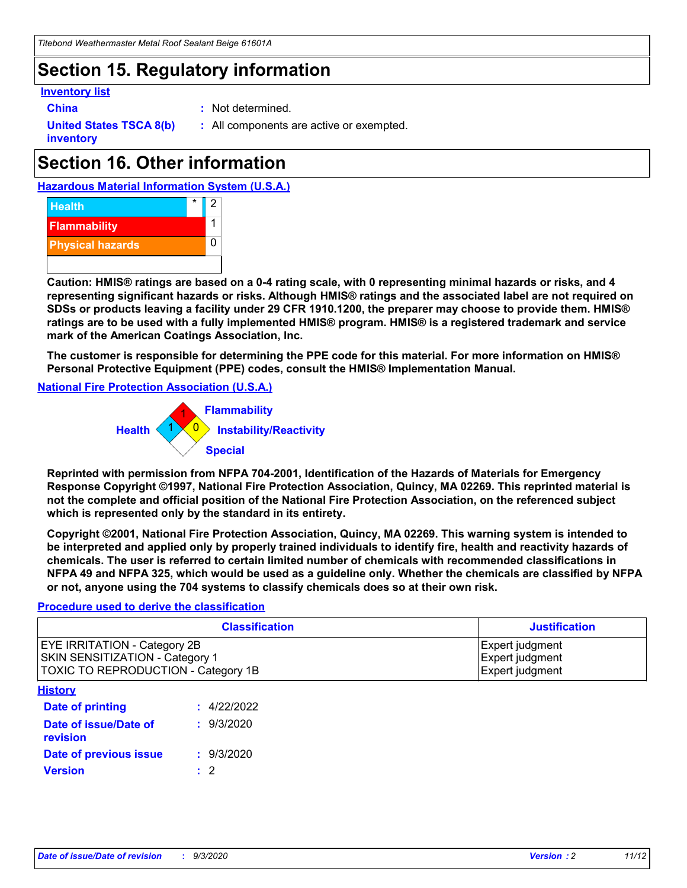## Section 15. Regulatory information

**Inventory list**

**China** : Not determined.

**United States TSCA 8(b) inventory** : All components are active or exempted.

## Section 16. Other information

**Hazardous Material Information System (U.S.A.)**

| | | |
|---|---|---|
| Health | * | 2 |
| Flammability | | 1 |
| Physical hazards | | 0 |

**Caution: HMIS® ratings are based on a 0-4 rating scale, with 0 representing minimal hazards or risks, and 4 representing significant hazards or risks. Although HMIS® ratings and the associated label are not required on SDSs or products leaving a facility under 29 CFR 1910.1200, the preparer may choose to provide them. HMIS® ratings are to be used with a fully implemented HMIS® program. HMIS® is a registered trademark and service mark of the American Coatings Association, Inc.**

**The customer is responsible for determining the PPE code for this material. For more information on HMIS® Personal Protective Equipment (PPE) codes, consult the HMIS® Implementation Manual.**

**National Fire Protection Association (U.S.A.)**

Flammability: 1
Health: 1
Instability/Reactivity: 0
Special:

**Reprinted with permission from NFPA 704-2001, Identification of the Hazards of Materials for Emergency Response Copyright ©1997, National Fire Protection Association, Quincy, MA 02269. This reprinted material is not the complete and official position of the National Fire Protection Association, on the referenced subject which is represented only by the standard in its entirety.**

**Copyright ©2001, National Fire Protection Association, Quincy, MA 02269. This warning system is intended to be interpreted and applied only by properly trained individuals to identify fire, health and reactivity hazards of chemicals. The user is referred to certain limited number of chemicals with recommended classifications in NFPA 49 and NFPA 325, which would be used as a guideline only. Whether the chemicals are classified by NFPA or not, anyone using the 704 systems to classify chemicals does so at their own risk.**

**Procedure used to derive the classification**

| Classification | Justification |
|---|---|
| EYE IRRITATION - Category 2B<br>SKIN SENSITIZATION - Category 1<br>TOXIC TO REPRODUCTION - Category 1B | Expert judgment<br>Expert judgment<br>Expert judgment |

**History**

**Date of printing** : 4/22/2022

**Date of issue/Date of revision** : 9/3/2020

**Date of previous issue** : 9/3/2020

**Version** : 2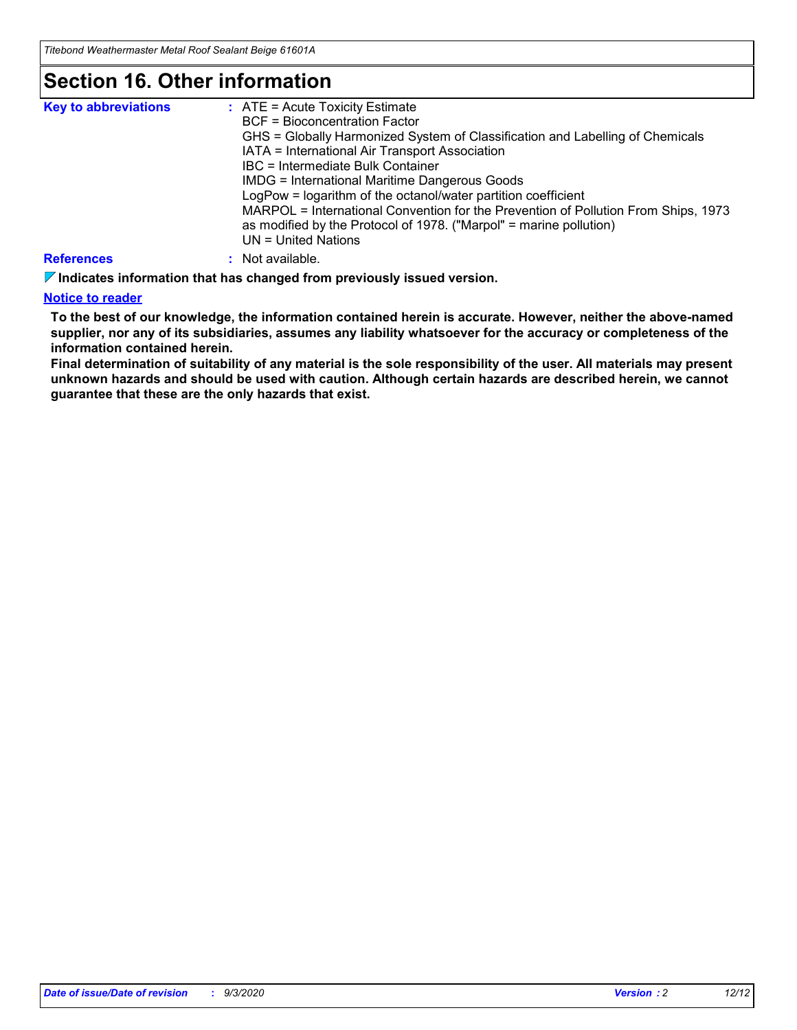# Section 16. Other information

**Key to abbreviations** : ATE = Acute Toxicity Estimate
BCF = Bioconcentration Factor
GHS = Globally Harmonized System of Classification and Labelling of Chemicals
IATA = International Air Transport Association
IBC = Intermediate Bulk Container
IMDG = International Maritime Dangerous Goods
LogPow = logarithm of the octanol/water partition coefficient
MARPOL = International Convention for the Prevention of Pollution From Ships, 1973 as modified by the Protocol of 1978. ("Marpol" = marine pollution)
UN = United Nations

**References** : Not available.

**Indicates information that has changed from previously issued version.**

**Notice to reader**

**To the best of our knowledge, the information contained herein is accurate. However, neither the above-named supplier, nor any of its subsidiaries, assumes any liability whatsoever for the accuracy or completeness of the information contained herein.**

**Final determination of suitability of any material is the sole responsibility of the user. All materials may present unknown hazards and should be used with caution. Although certain hazards are described herein, we cannot guarantee that these are the only hazards that exist.**